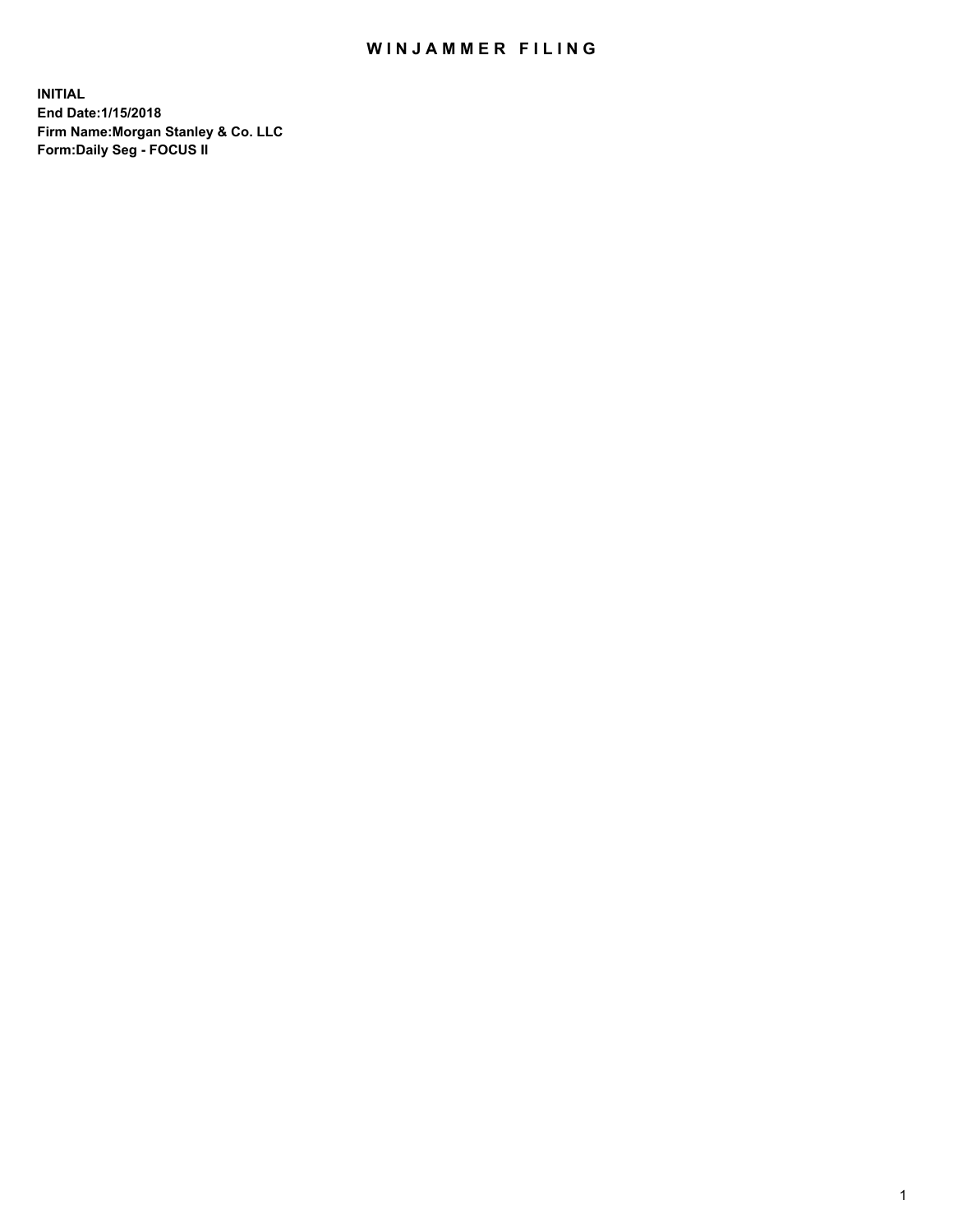# WINJAMMER FILING

**INITIAL**
**End Date:1/15/2018**
**Firm Name:Morgan Stanley & Co. LLC**
**Form:Daily Seg - FOCUS II**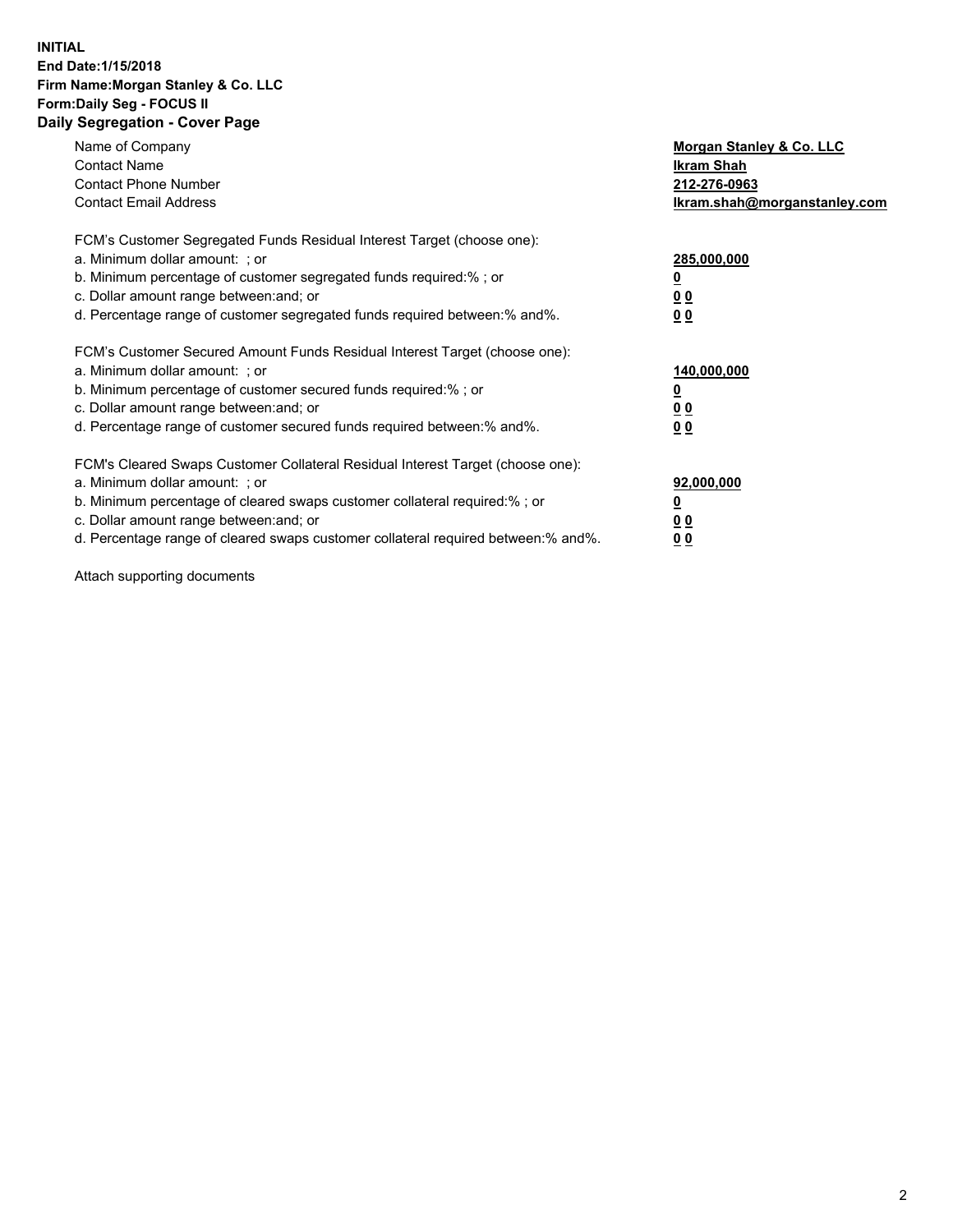**INITIAL**
**End Date:1/15/2018**
**Firm Name:Morgan Stanley & Co. LLC**
**Form:Daily Seg - FOCUS II**
**Daily Segregation - Cover Page**

| | |
|---|---|
| Name of Company | **Morgan Stanley & Co. LLC** |
| Contact Name | **Ikram Shah** |
| Contact Phone Number | **212-276-0963** |
| Contact Email Address | **Ikram.shah@morganstanley.com** |

| | |
|---|---|
| FCM's Customer Segregated Funds Residual Interest Target (choose one): | |
| a. Minimum dollar amount: ; or | **285,000,000** |
| b. Minimum percentage of customer segregated funds required:% ; or | **0** |
| c. Dollar amount range between:and; or | **0 0** |
| d. Percentage range of customer segregated funds required between:% and%. | **0 0** |

| | |
|---|---|
| FCM's Customer Secured Amount Funds Residual Interest Target (choose one): | |
| a. Minimum dollar amount: ; or | **140,000,000** |
| b. Minimum percentage of customer secured funds required:% ; or | **0** |
| c. Dollar amount range between:and; or | **0 0** |
| d. Percentage range of customer secured funds required between:% and%. | **0 0** |

| | |
|---|---|
| FCM's Cleared Swaps Customer Collateral Residual Interest Target (choose one): | |
| a. Minimum dollar amount: ; or | **92,000,000** |
| b. Minimum percentage of cleared swaps customer collateral required:% ; or | **0** |
| c. Dollar amount range between:and; or | **0 0** |
| d. Percentage range of cleared swaps customer collateral required between:% and%. | **0 0** |

Attach supporting documents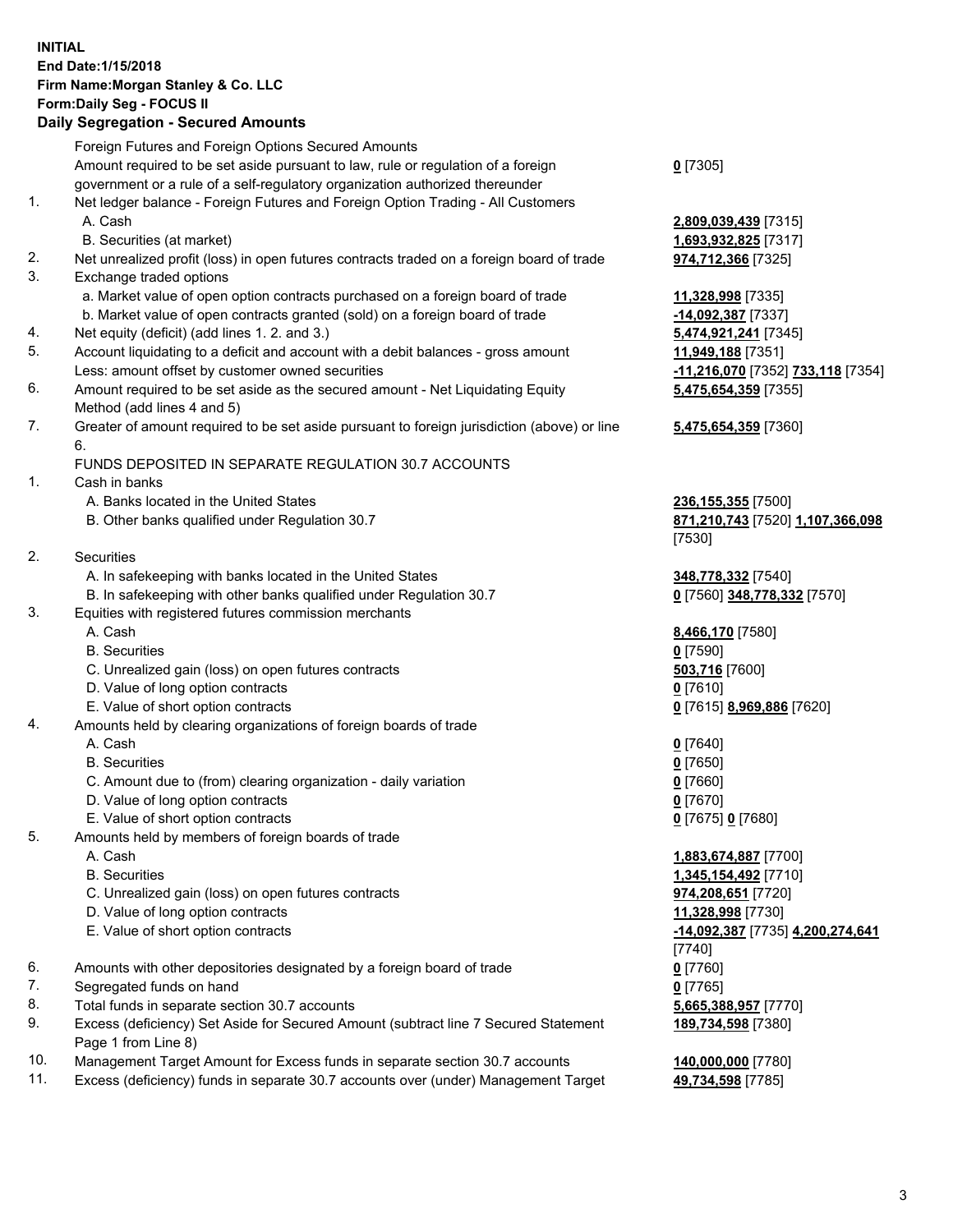**INITIAL**
**End Date:1/15/2018**
**Firm Name:Morgan Stanley & Co. LLC**
**Form:Daily Seg - FOCUS II**
**Daily Segregation - Secured Amounts**

| | | |
|---|---|---|
| | Foreign Futures and Foreign Options Secured Amounts | |
| | Amount required to be set aside pursuant to law, rule or regulation of a foreign government or a rule of a self-regulatory organization authorized thereunder | **0** [7305] |
| 1. | Net ledger balance - Foreign Futures and Foreign Option Trading - All Customers | |
| | A. Cash | **2,809,039,439** [7315] |
| | B. Securities (at market) | **1,693,932,825** [7317] |
| 2. | Net unrealized profit (loss) in open futures contracts traded on a foreign board of trade | **974,712,366** [7325] |
| 3. | Exchange traded options | |
| | a. Market value of open option contracts purchased on a foreign board of trade | **11,328,998** [7335] |
| | b. Market value of open contracts granted (sold) on a foreign board of trade | **-14,092,387** [7337] |
| 4. | Net equity (deficit) (add lines 1. 2. and 3.) | **5,474,921,241** [7345] |
| 5. | Account liquidating to a deficit and account with a debit balances - gross amount | **11,949,188** [7351] |
| | Less: amount offset by customer owned securities | **-11,216,070** [7352] **733,118** [7354] |
| 6. | Amount required to be set aside as the secured amount - Net Liquidating Equity Method (add lines 4 and 5) | **5,475,654,359** [7355] |
| 7. | Greater of amount required to be set aside pursuant to foreign jurisdiction (above) or line 6. | **5,475,654,359** [7360] |
| | FUNDS DEPOSITED IN SEPARATE REGULATION 30.7 ACCOUNTS | |
| 1. | Cash in banks | |
| | A. Banks located in the United States | **236,155,355** [7500] |
| | B. Other banks qualified under Regulation 30.7 | **871,210,743** [7520] **1,107,366,098** [7530] |
| 2. | Securities | |
| | A. In safekeeping with banks located in the United States | **348,778,332** [7540] |
| | B. In safekeeping with other banks qualified under Regulation 30.7 | **0** [7560] **348,778,332** [7570] |
| 3. | Equities with registered futures commission merchants | |
| | A. Cash | **8,466,170** [7580] |
| | B. Securities | **0** [7590] |
| | C. Unrealized gain (loss) on open futures contracts | **503,716** [7600] |
| | D. Value of long option contracts | **0** [7610] |
| | E. Value of short option contracts | **0** [7615] **8,969,886** [7620] |
| 4. | Amounts held by clearing organizations of foreign boards of trade | |
| | A. Cash | **0** [7640] |
| | B. Securities | **0** [7650] |
| | C. Amount due to (from) clearing organization - daily variation | **0** [7660] |
| | D. Value of long option contracts | **0** [7670] |
| | E. Value of short option contracts | **0** [7675] **0** [7680] |
| 5. | Amounts held by members of foreign boards of trade | |
| | A. Cash | **1,883,674,887** [7700] |
| | B. Securities | **1,345,154,492** [7710] |
| | C. Unrealized gain (loss) on open futures contracts | **974,208,651** [7720] |
| | D. Value of long option contracts | **11,328,998** [7730] |
| | E. Value of short option contracts | **-14,092,387** [7735] **4,200,274,641** [7740] |
| 6. | Amounts with other depositories designated by a foreign board of trade | **0** [7760] |
| 7. | Segregated funds on hand | **0** [7765] |
| 8. | Total funds in separate section 30.7 accounts | **5,665,388,957** [7770] |
| 9. | Excess (deficiency) Set Aside for Secured Amount (subtract line 7 Secured Statement Page 1 from Line 8) | **189,734,598** [7380] |
| 10. | Management Target Amount for Excess funds in separate section 30.7 accounts | **140,000,000** [7780] |
| 11. | Excess (deficiency) funds in separate 30.7 accounts over (under) Management Target | **49,734,598** [7785] |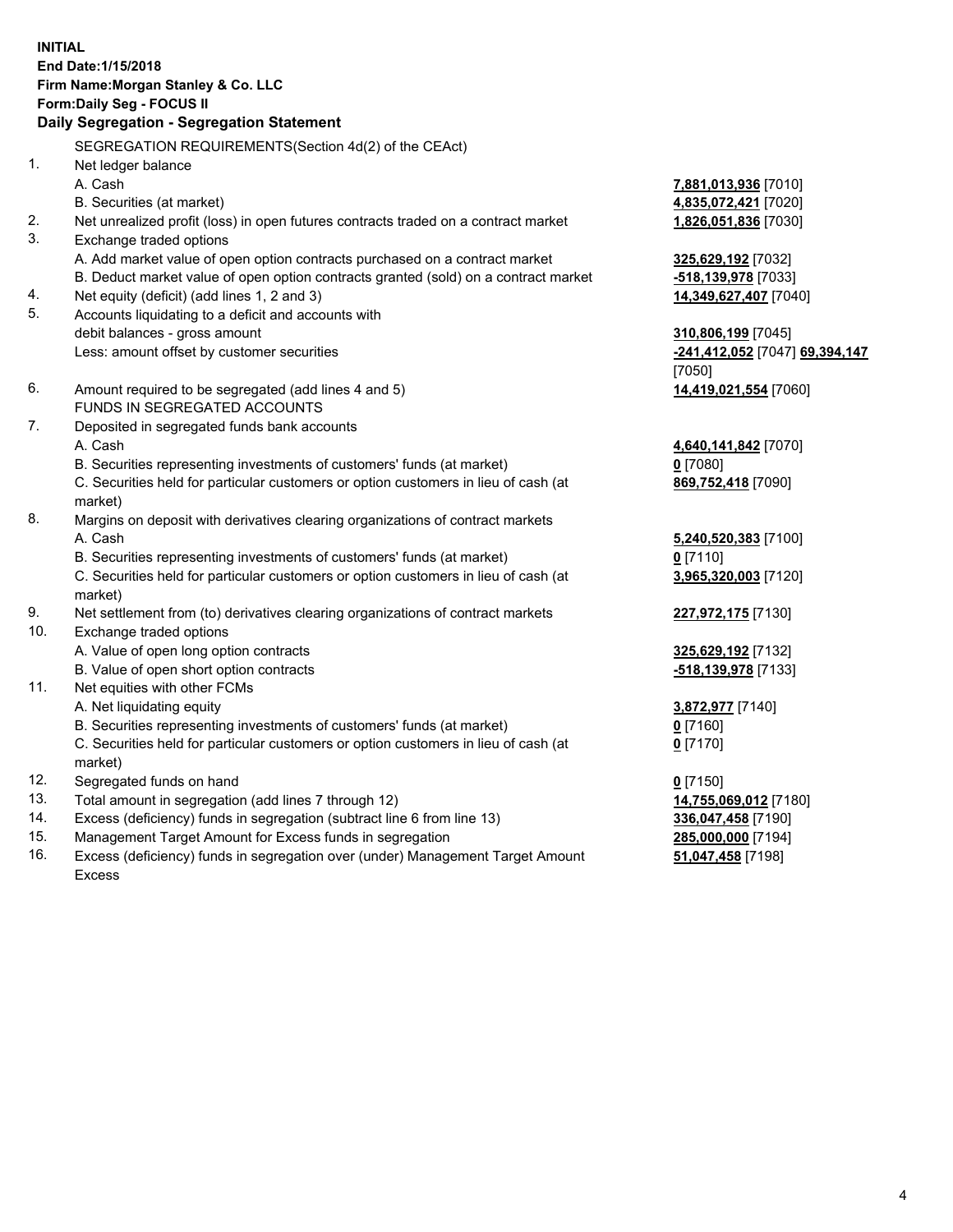**INITIAL**
**End Date:1/15/2018**
**Firm Name:Morgan Stanley & Co. LLC**
**Form:Daily Seg - FOCUS II**
**Daily Segregation - Segregation Statement**

| | | |
|---|---|---|
| | SEGREGATION REQUIREMENTS(Section 4d(2) of the CEAct) | |
| 1. | Net ledger balance | |
| | A. Cash | **7,881,013,936** [7010] |
| | B. Securities (at market) | **4,835,072,421** [7020] |
| 2. | Net unrealized profit (loss) in open futures contracts traded on a contract market | **1,826,051,836** [7030] |
| 3. | Exchange traded options | |
| | A. Add market value of open option contracts purchased on a contract market | **325,629,192** [7032] |
| | B. Deduct market value of open option contracts granted (sold) on a contract market | **-518,139,978** [7033] |
| 4. | Net equity (deficit) (add lines 1, 2 and 3) | **14,349,627,407** [7040] |
| 5. | Accounts liquidating to a deficit and accounts with debit balances - gross amount | **310,806,199** [7045] |
| | Less: amount offset by customer securities | **-241,412,052** [7047] **69,394,147** [7050] |
| 6. | Amount required to be segregated (add lines 4 and 5) | **14,419,021,554** [7060] |
| | FUNDS IN SEGREGATED ACCOUNTS | |
| 7. | Deposited in segregated funds bank accounts | |
| | A. Cash | **4,640,141,842** [7070] |
| | B. Securities representing investments of customers' funds (at market) | **0** [7080] |
| | C. Securities held for particular customers or option customers in lieu of cash (at market) | **869,752,418** [7090] |
| 8. | Margins on deposit with derivatives clearing organizations of contract markets | |
| | A. Cash | **5,240,520,383** [7100] |
| | B. Securities representing investments of customers' funds (at market) | **0** [7110] |
| | C. Securities held for particular customers or option customers in lieu of cash (at market) | **3,965,320,003** [7120] |
| 9. | Net settlement from (to) derivatives clearing organizations of contract markets | **227,972,175** [7130] |
| 10. | Exchange traded options | |
| | A. Value of open long option contracts | **325,629,192** [7132] |
| | B. Value of open short option contracts | **-518,139,978** [7133] |
| 11. | Net equities with other FCMs | |
| | A. Net liquidating equity | **3,872,977** [7140] |
| | B. Securities representing investments of customers' funds (at market) | **0** [7160] |
| | C. Securities held for particular customers or option customers in lieu of cash (at market) | **0** [7170] |
| 12. | Segregated funds on hand | **0** [7150] |
| 13. | Total amount in segregation (add lines 7 through 12) | **14,755,069,012** [7180] |
| 14. | Excess (deficiency) funds in segregation (subtract line 6 from line 13) | **336,047,458** [7190] |
| 15. | Management Target Amount for Excess funds in segregation | **285,000,000** [7194] |
| 16. | Excess (deficiency) funds in segregation over (under) Management Target Amount Excess | **51,047,458** [7198] |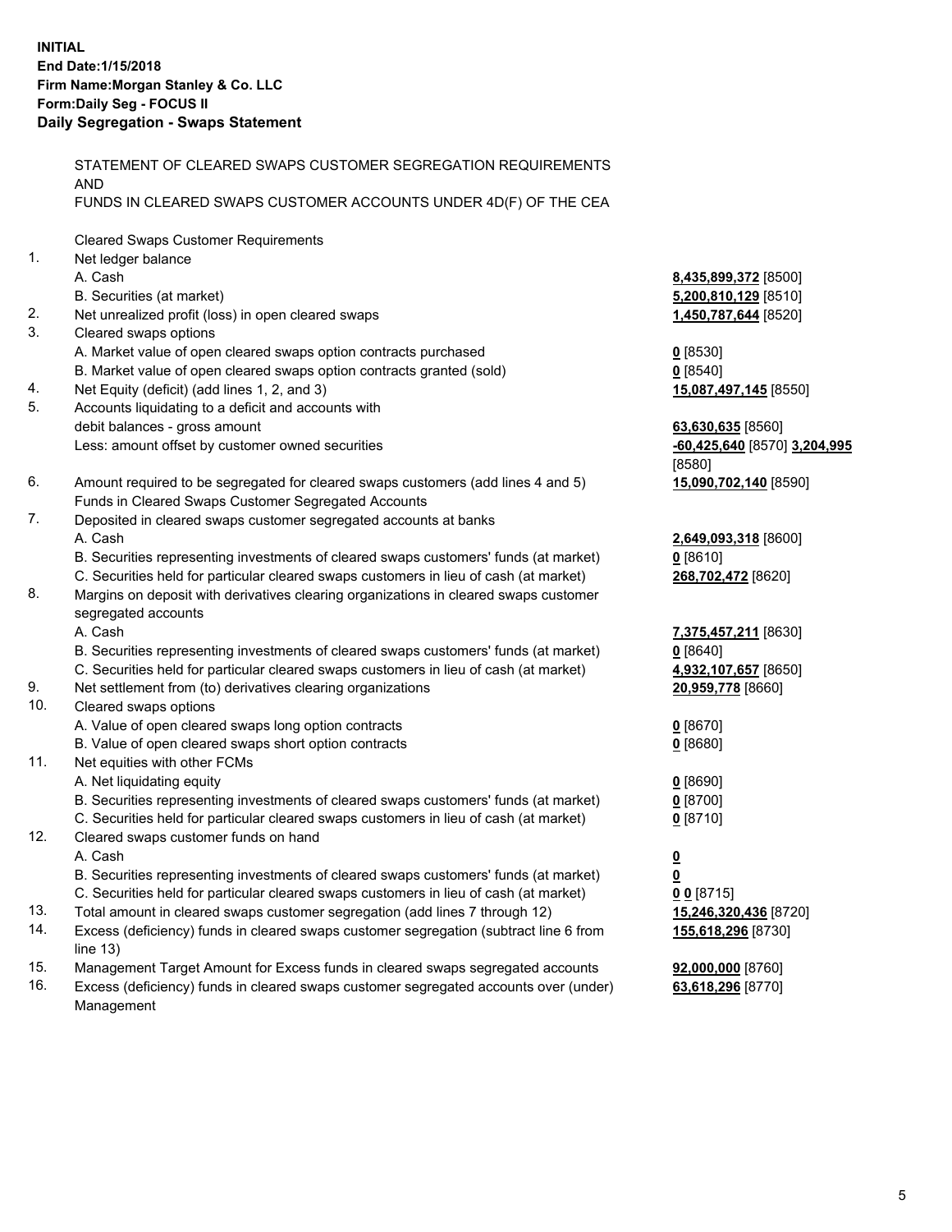**INITIAL**
**End Date:1/15/2018**
**Firm Name:Morgan Stanley & Co. LLC**
**Form:Daily Seg - FOCUS II**
**Daily Segregation - Swaps Statement**

STATEMENT OF CLEARED SWAPS CUSTOMER SEGREGATION REQUIREMENTS AND FUNDS IN CLEARED SWAPS CUSTOMER ACCOUNTS UNDER 4D(F) OF THE CEA

| | | |
|---|---|---|
| | Cleared Swaps Customer Requirements | |
| 1. | Net ledger balance | |
| | A. Cash | **8,435,899,372** [8500] |
| | B. Securities (at market) | **5,200,810,129** [8510] |
| 2. | Net unrealized profit (loss) in open cleared swaps | **1,450,787,644** [8520] |
| 3. | Cleared swaps options | |
| | A. Market value of open cleared swaps option contracts purchased | **0** [8530] |
| | B. Market value of open cleared swaps option contracts granted (sold) | **0** [8540] |
| 4. | Net Equity (deficit) (add lines 1, 2, and 3) | **15,087,497,145** [8550] |
| 5. | Accounts liquidating to a deficit and accounts with debit balances - gross amount | **63,630,635** [8560] |
| | Less: amount offset by customer owned securities | **-60,425,640** [8570] **3,204,995** [8580] |
| 6. | Amount required to be segregated for cleared swaps customers (add lines 4 and 5) | **15,090,702,140** [8590] |
| | Funds in Cleared Swaps Customer Segregated Accounts | |
| 7. | Deposited in cleared swaps customer segregated accounts at banks | |
| | A. Cash | **2,649,093,318** [8600] |
| | B. Securities representing investments of cleared swaps customers' funds (at market) | **0** [8610] |
| | C. Securities held for particular cleared swaps customers in lieu of cash (at market) | **268,702,472** [8620] |
| 8. | Margins on deposit with derivatives clearing organizations in cleared swaps customer segregated accounts | |
| | A. Cash | **7,375,457,211** [8630] |
| | B. Securities representing investments of cleared swaps customers' funds (at market) | **0** [8640] |
| | C. Securities held for particular cleared swaps customers in lieu of cash (at market) | **4,932,107,657** [8650] |
| 9. | Net settlement from (to) derivatives clearing organizations | **20,959,778** [8660] |
| 10. | Cleared swaps options | |
| | A. Value of open cleared swaps long option contracts | **0** [8670] |
| | B. Value of open cleared swaps short option contracts | **0** [8680] |
| 11. | Net equities with other FCMs | |
| | A. Net liquidating equity | **0** [8690] |
| | B. Securities representing investments of cleared swaps customers' funds (at market) | **0** [8700] |
| | C. Securities held for particular cleared swaps customers in lieu of cash (at market) | **0** [8710] |
| 12. | Cleared swaps customer funds on hand | |
| | A. Cash | **0** |
| | B. Securities representing investments of cleared swaps customers' funds (at market) | **0** |
| | C. Securities held for particular cleared swaps customers in lieu of cash (at market) | **0** **0** [8715] |
| 13. | Total amount in cleared swaps customer segregation (add lines 7 through 12) | **15,246,320,436** [8720] |
| 14. | Excess (deficiency) funds in cleared swaps customer segregation (subtract line 6 from line 13) | **155,618,296** [8730] |
| 15. | Management Target Amount for Excess funds in cleared swaps segregated accounts | **92,000,000** [8760] |
| 16. | Excess (deficiency) funds in cleared swaps customer segregated accounts over (under) Management | **63,618,296** [8770] |